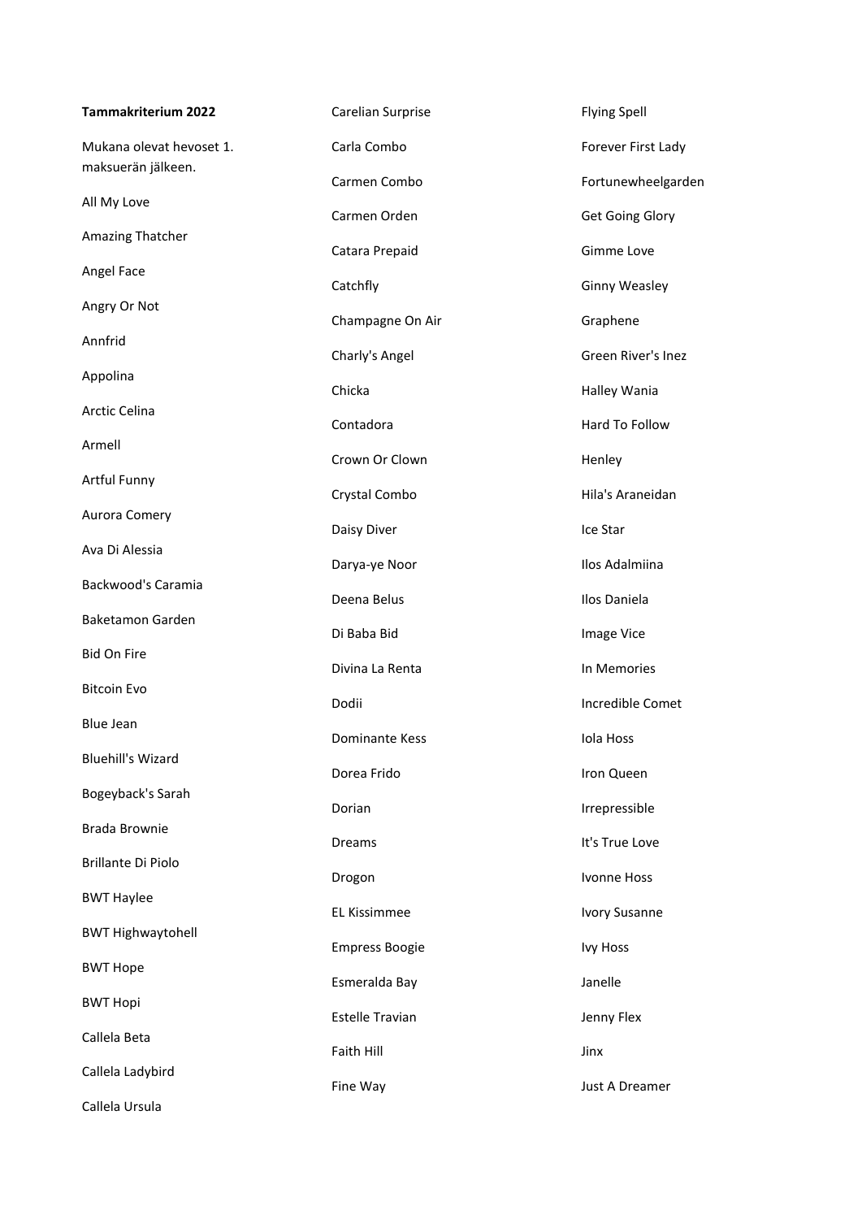**Tammakriterium 2022**

Mukana olevat hevoset 1. maksuerän jälkeen.

All My Love

Amazing Thatcher

Angel Face

Angry Or Not

Annfrid

Appolina

Arctic Celina

Armell

Artful Funny

Aurora Comery

Ava Di Alessia

Backwood's Caramia

Baketamon Garden

Bid On Fire

Bitcoin Evo

Blue Jean

Bluehill's Wizard

Bogeyback's Sarah

Brada Brownie

Brillante Di Piolo

BWT Haylee

BWT Highwaytohell

BWT Hope

BWT Hopi

Callela Beta

Callela Ladybird

Callela Ursula

Carelian Surprise

Carla Combo

Carmen Combo

Carmen Orden

Catara Prepaid

Catchfly

Champagne On Air

Charly's Angel

Chicka

Contadora

Crown Or Clown

Crystal Combo

Daisy Diver

Darya-ye Noor

Deena Belus

Di Baba Bid

Divina La Renta

Dodii

Dominante Kess

Dorea Frido

Dorian

Dreams

Drogon

EL Kissimmee

Empress Boogie

Esmeralda Bay

Estelle Travian

Faith Hill

Fine Way

Flying Spell

Forever First Lady

Fortunewheelgarden

Get Going Glory

Gimme Love

Ginny Weasley

Graphene

Green River's Inez

Halley Wania

Hard To Follow

Henley

Hila's Araneidan

Ice Star

Ilos Adalmiina

Ilos Daniela

Image Vice

In Memories

Incredible Comet

Iola Hoss

Iron Queen

Irrepressible

It's True Love

Ivonne Hoss

Ivory Susanne

Ivy Hoss

Janelle

Jenny Flex

Jinx

Just A Dreamer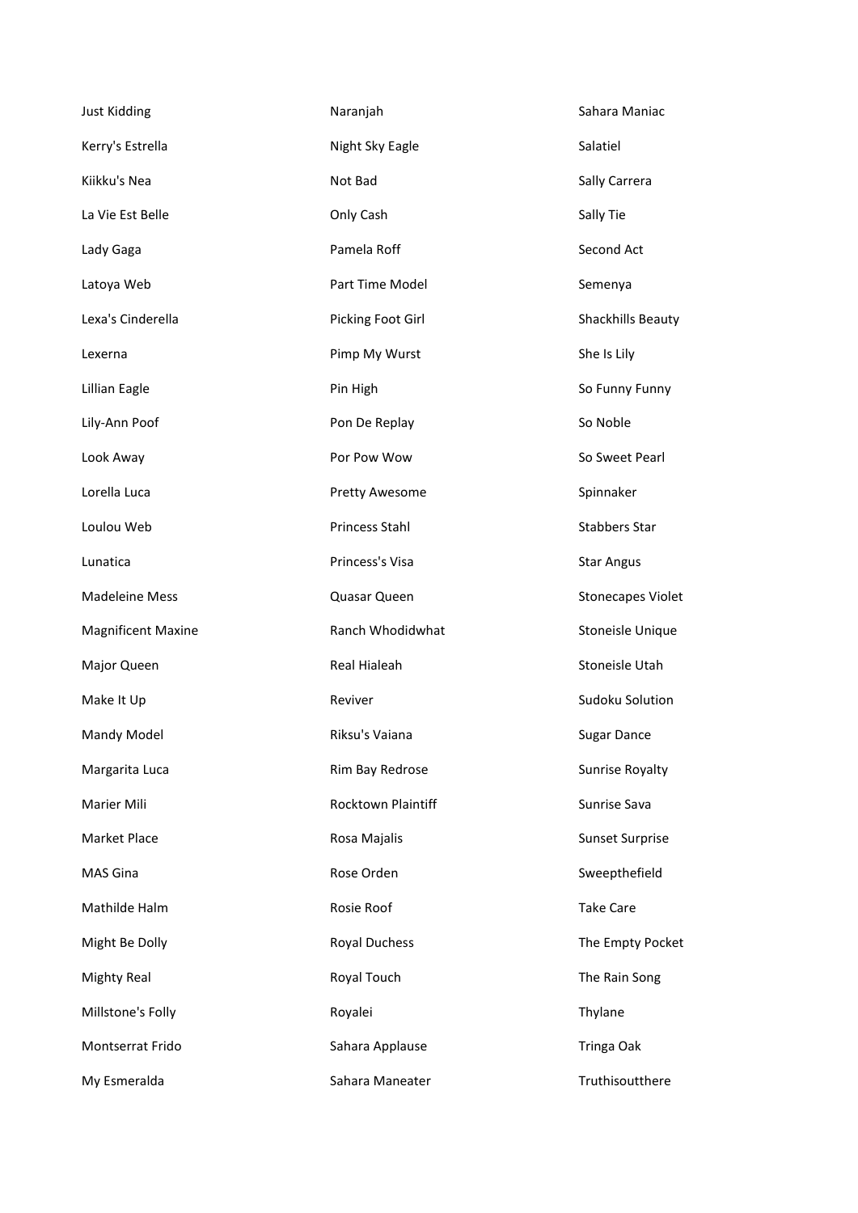Just Kidding
Kerry's Estrella
Kiikku's Nea
La Vie Est Belle
Lady Gaga
Latoya Web
Lexa's Cinderella
Lexerna
Lillian Eagle
Lily-Ann Poof
Look Away
Lorella Luca
Loulou Web
Lunatica
Madeleine Mess
Magnificent Maxine
Major Queen
Make It Up
Mandy Model
Margarita Luca
Marier Mili
Market Place
MAS Gina
Mathilde Halm
Might Be Dolly
Mighty Real
Millstone's Folly
Montserrat Frido
My Esmeralda

Naranjah
Night Sky Eagle
Not Bad
Only Cash
Pamela Roff
Part Time Model
Picking Foot Girl
Pimp My Wurst
Pin High
Pon De Replay
Por Pow Wow
Pretty Awesome
Princess Stahl
Princess's Visa
Quasar Queen
Ranch Whodidwhat
Real Hialeah
Reviver
Riksu's Vaiana
Rim Bay Redrose
Rocktown Plaintiff
Rosa Majalis
Rose Orden
Rosie Roof
Royal Duchess
Royal Touch
Royalei
Sahara Applause
Sahara Maneater

Sahara Maniac
Salatiel
Sally Carrera
Sally Tie
Second Act
Semenya
Shackhills Beauty
She Is Lily
So Funny Funny
So Noble
So Sweet Pearl
Spinnaker
Stabbers Star
Star Angus
Stonecapes Violet
Stoneisle Unique
Stoneisle Utah
Sudoku Solution
Sugar Dance
Sunrise Royalty
Sunrise Sava
Sunset Surprise
Sweepthefield
Take Care
The Empty Pocket
The Rain Song
Thylane
Tringa Oak
Truthisoutthere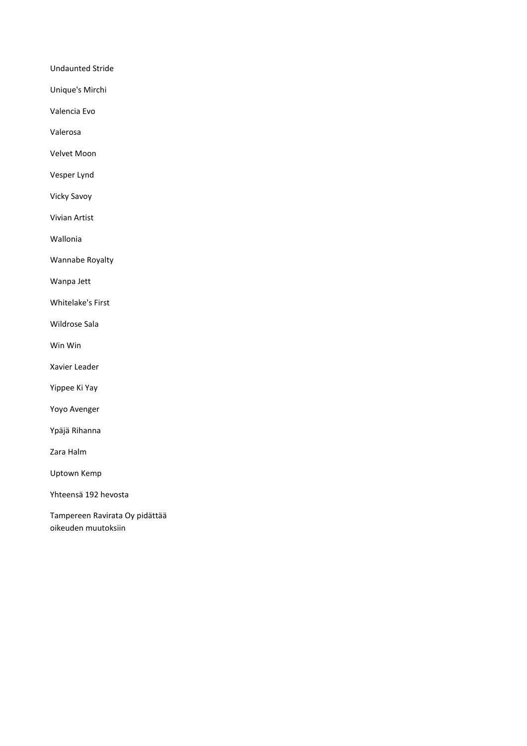Undaunted Stride

Unique's Mirchi

Valencia Evo

Valerosa

Velvet Moon

Vesper Lynd

Vicky Savoy

Vivian Artist

Wallonia

Wannabe Royalty

Wanpa Jett

Whitelake's First

Wildrose Sala

Win Win

Xavier Leader

Yippee Ki Yay

Yoyo Avenger

Ypäjä Rihanna

Zara Halm

Uptown Kemp

Yhteensä 192 hevosta

Tampereen Ravirata Oy pidättää oikeuden muutoksiin